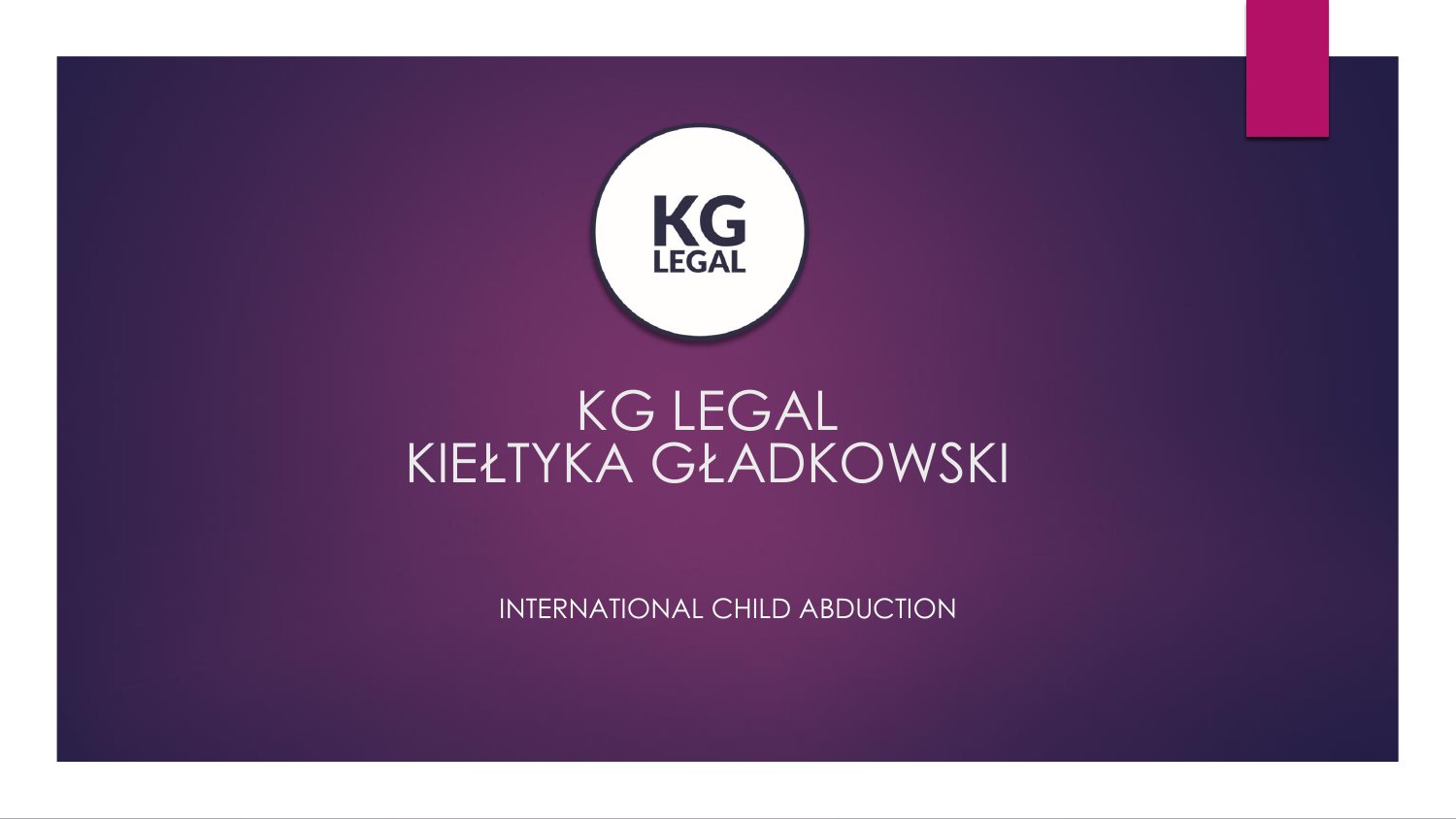# KG LEGAL
# KIEŁTYKA GŁADKOWSKI

INTERNATIONAL CHILD ABDUCTION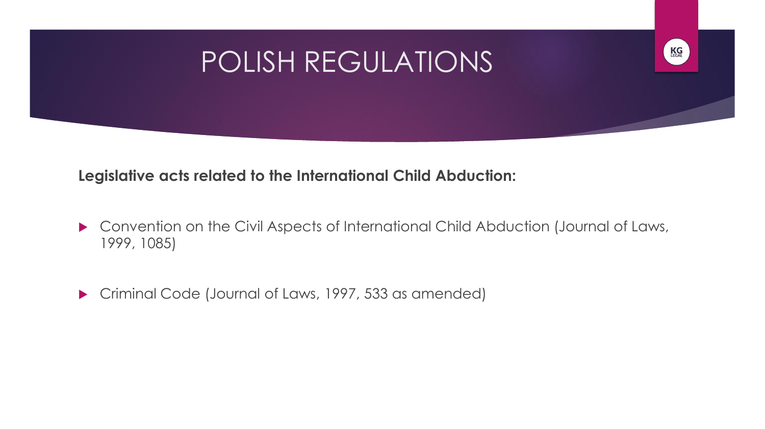# POLISH REGULATIONS

**Legislative acts related to the International Child Abduction:**

- Convention on the Civil Aspects of International Child Abduction (Journal of Laws, 1999, 1085)
- Criminal Code (Journal of Laws, 1997, 533 as amended)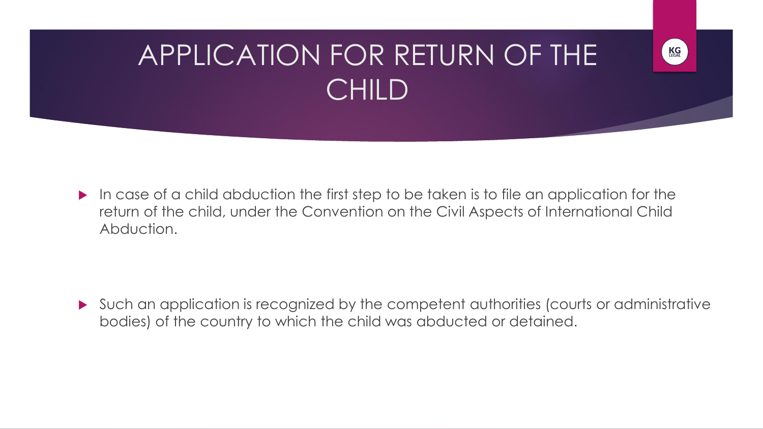# APPLICATION FOR RETURN OF THE CHILD

- In case of a child abduction the first step to be taken is to file an application for the return of the child, under the Convention on the Civil Aspects of International Child Abduction.

- Such an application is recognized by the competent authorities (courts or administrative bodies) of the country to which the child was abducted or detained.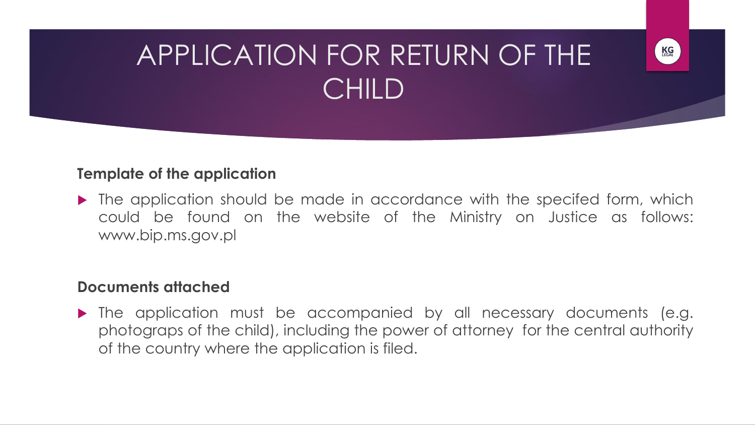# APPLICATION FOR RETURN OF THE CHILD

**Template of the application**

- The application should be made in accordance with the specifed form, which could be found on the website of the Ministry on Justice as follows: www.bip.ms.gov.pl

**Documents attached**

- The application must be accompanied by all necessary documents (e.g. photograps of the child), including the power of attorney for the central authority of the country where the application is filed.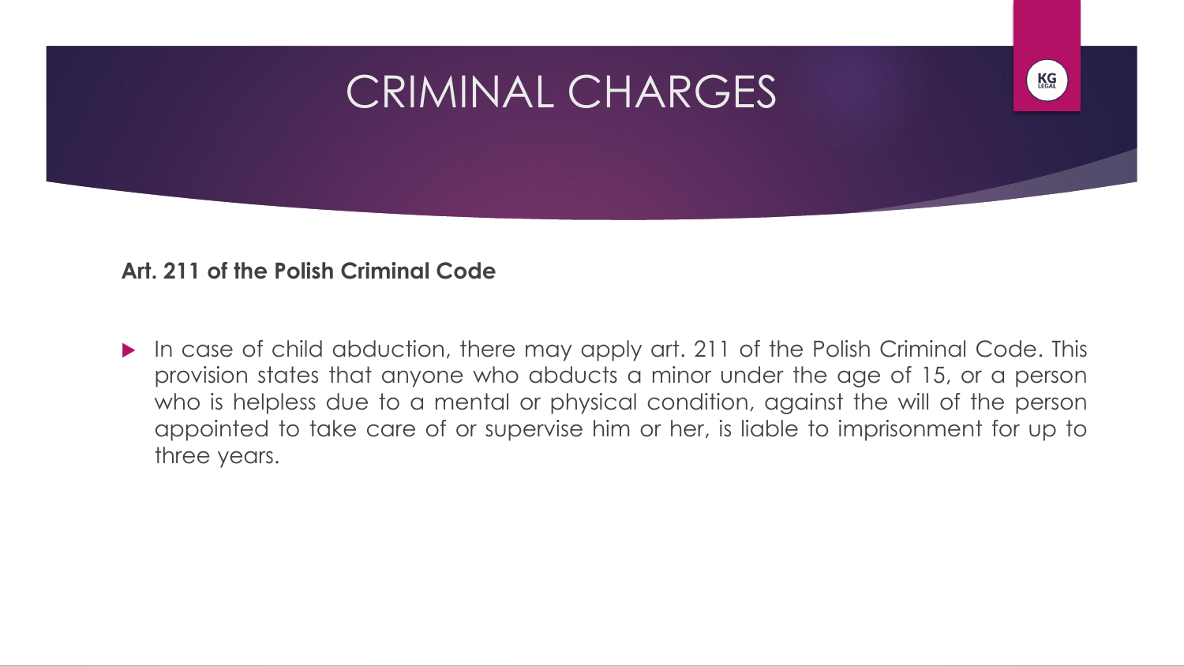# CRIMINAL CHARGES

**Art. 211 of the Polish Criminal Code**

- In case of child abduction, there may apply art. 211 of the Polish Criminal Code. This provision states that anyone who abducts a minor under the age of 15, or a person who is helpless due to a mental or physical condition, against the will of the person appointed to take care of or supervise him or her, is liable to imprisonment for up to three years.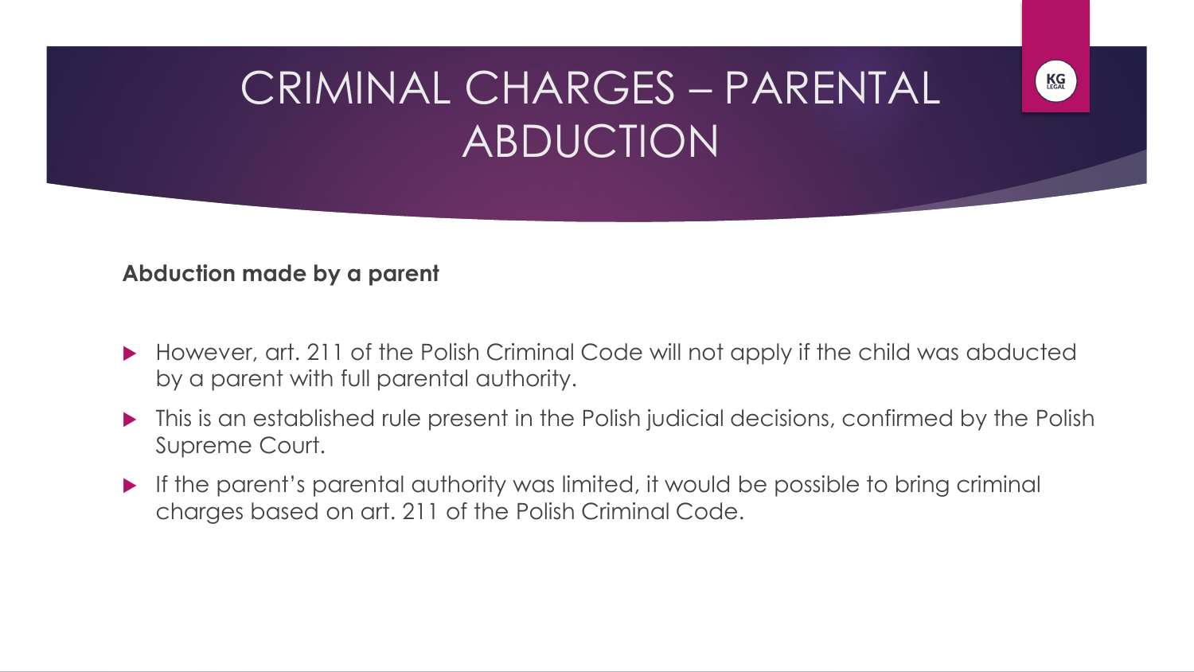# CRIMINAL CHARGES – PARENTAL ABDUCTION

**Abduction made by a parent**

- However, art. 211 of the Polish Criminal Code will not apply if the child was abducted by a parent with full parental authority.
- This is an established rule present in the Polish judicial decisions, confirmed by the Polish Supreme Court.
- If the parent's parental authority was limited, it would be possible to bring criminal charges based on art. 211 of the Polish Criminal Code.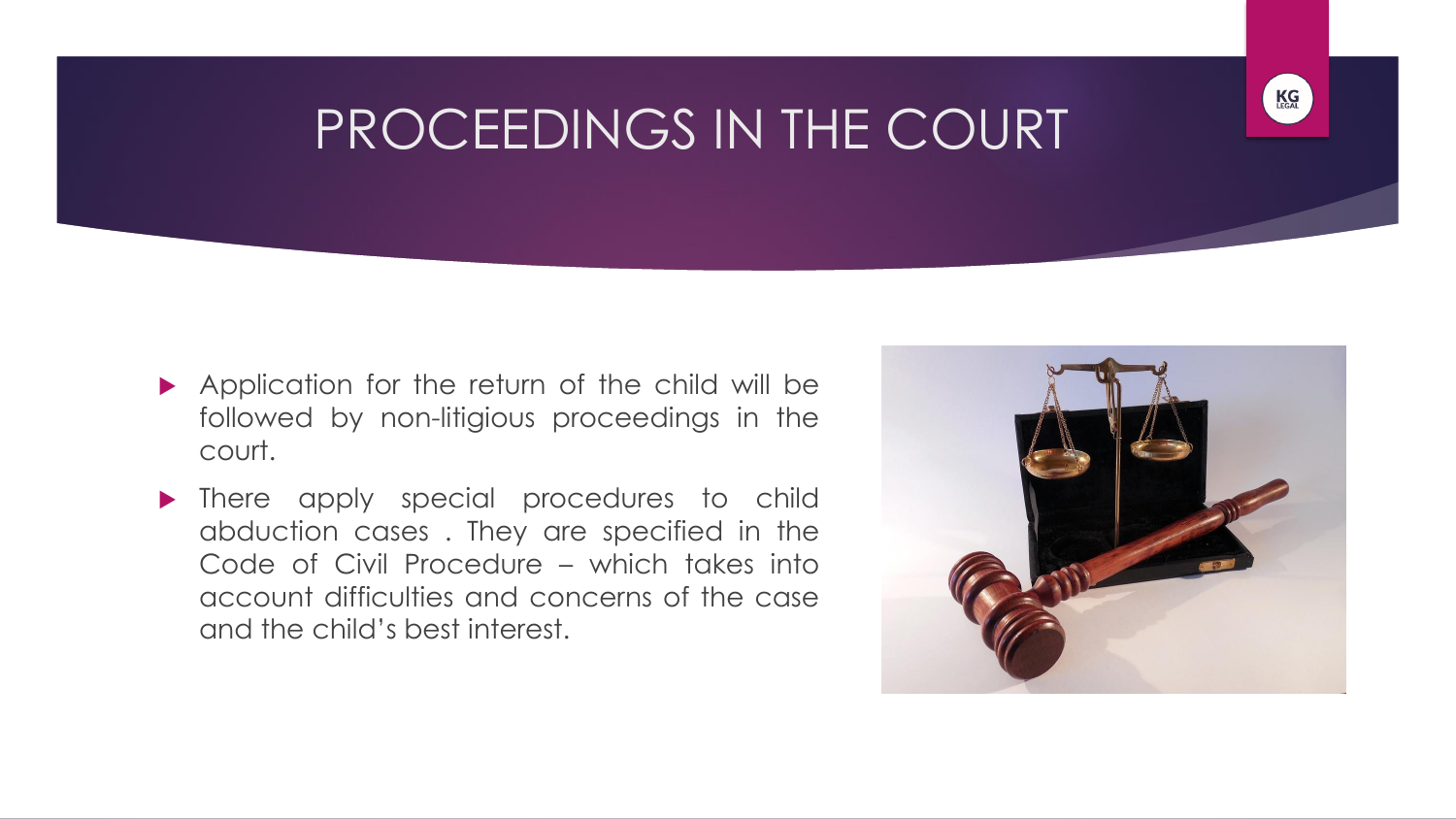# PROCEEDINGS IN THE COURT

- Application for the return of the child will be followed by non-litigious proceedings in the court.
- There apply special procedures to child abduction cases . They are specified in the Code of Civil Procedure – which takes into account difficulties and concerns of the case and the child's best interest.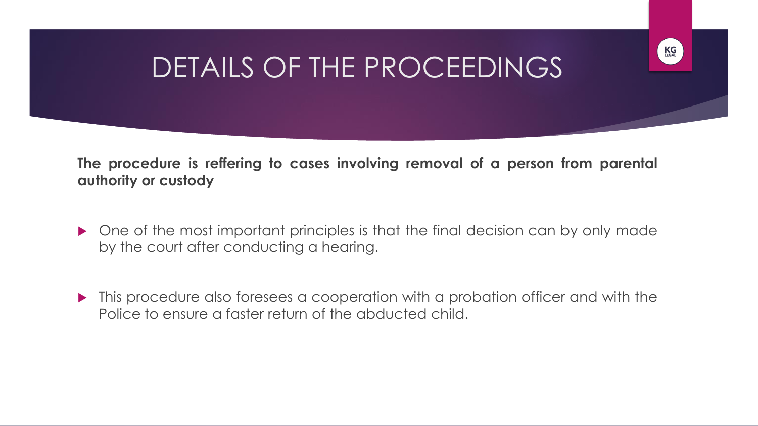# DETAILS OF THE PROCEEDINGS

**The procedure is reffering to cases involving removal of a person from parental authority or custody**

- One of the most important principles is that the final decision can by only made by the court after conducting a hearing.
- This procedure also foresees a cooperation with a probation officer and with the Police to ensure a faster return of the abducted child.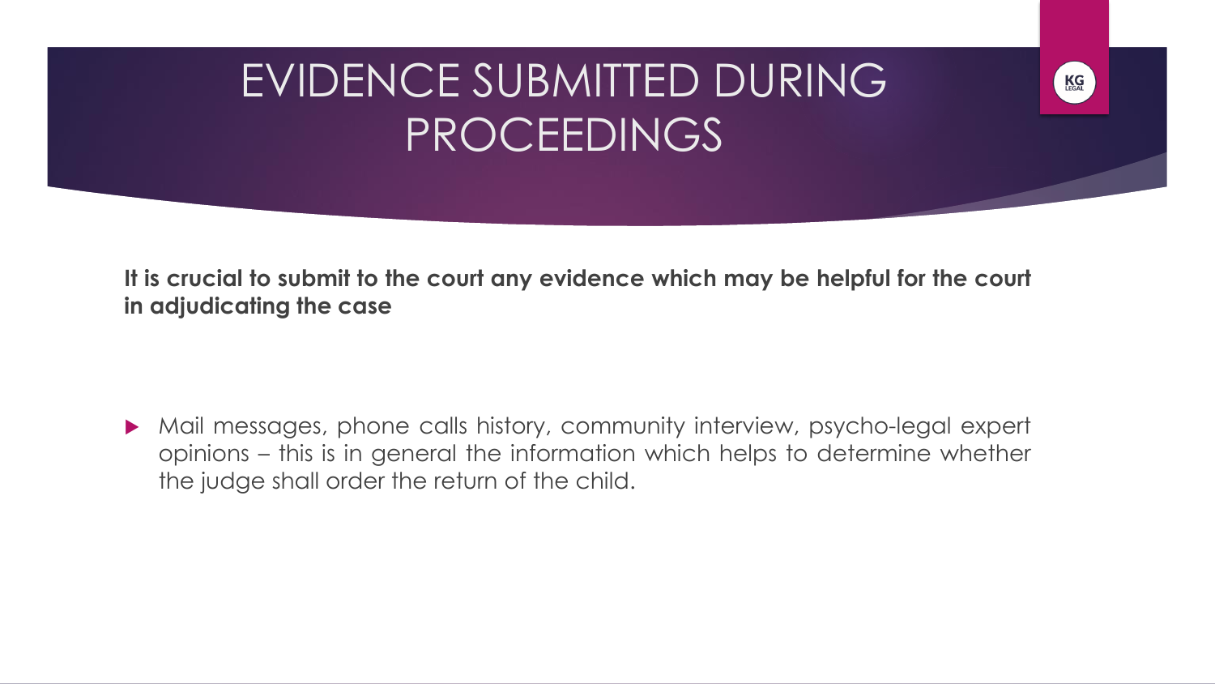# EVIDENCE SUBMITTED DURING PROCEEDINGS

**It is crucial to submit to the court any evidence which may be helpful for the court in adjudicating the case**

- Mail messages, phone calls history, community interview, psycho-legal expert opinions – this is in general the information which helps to determine whether the judge shall order the return of the child.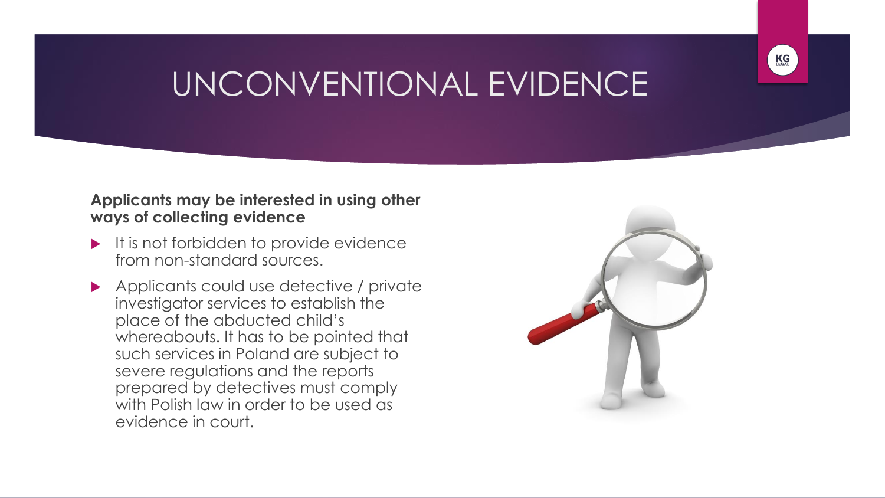# UNCONVENTIONAL EVIDENCE

**Applicants may be interested in using other ways of collecting evidence**

- It is not forbidden to provide evidence from non-standard sources.
- Applicants could use detective / private investigator services to establish the place of the abducted child's whereabouts. It has to be pointed that such services in Poland are subject to severe regulations and the reports prepared by detectives must comply with Polish law in order to be used as evidence in court.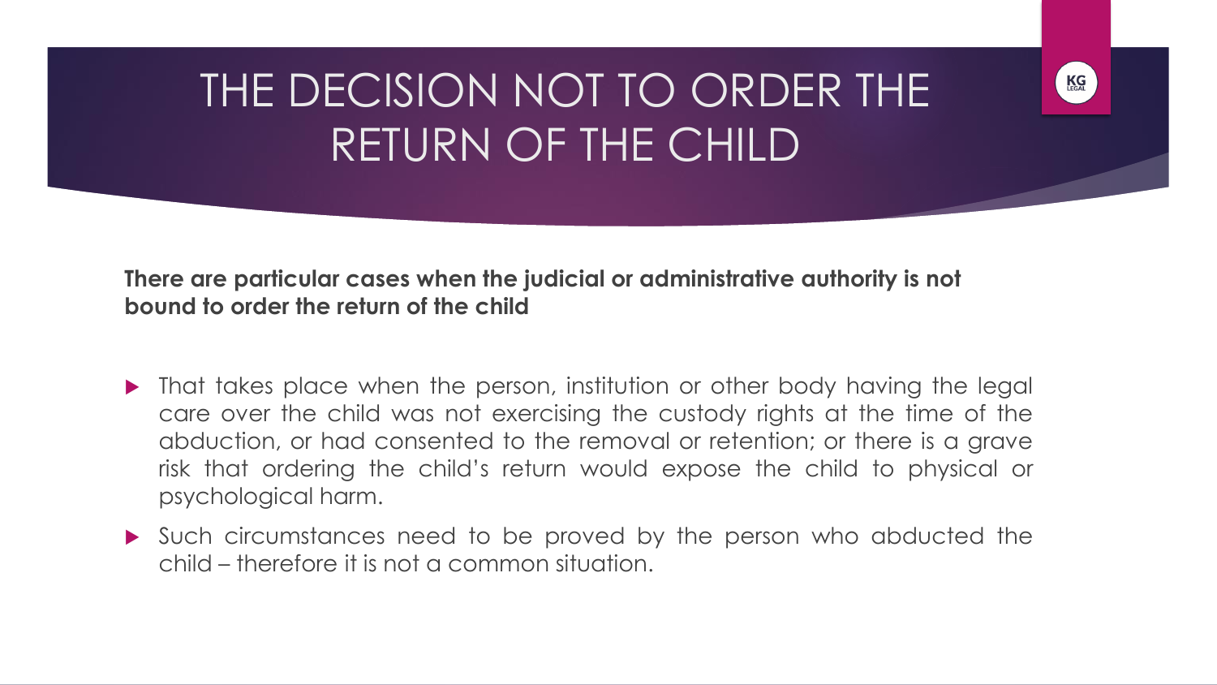# THE DECISION NOT TO ORDER THE RETURN OF THE CHILD

**There are particular cases when the judicial or administrative authority is not bound to order the return of the child**

- That takes place when the person, institution or other body having the legal care over the child was not exercising the custody rights at the time of the abduction, or had consented to the removal or retention; or there is a grave risk that ordering the child's return would expose the child to physical or psychological harm.
- Such circumstances need to be proved by the person who abducted the child – therefore it is not a common situation.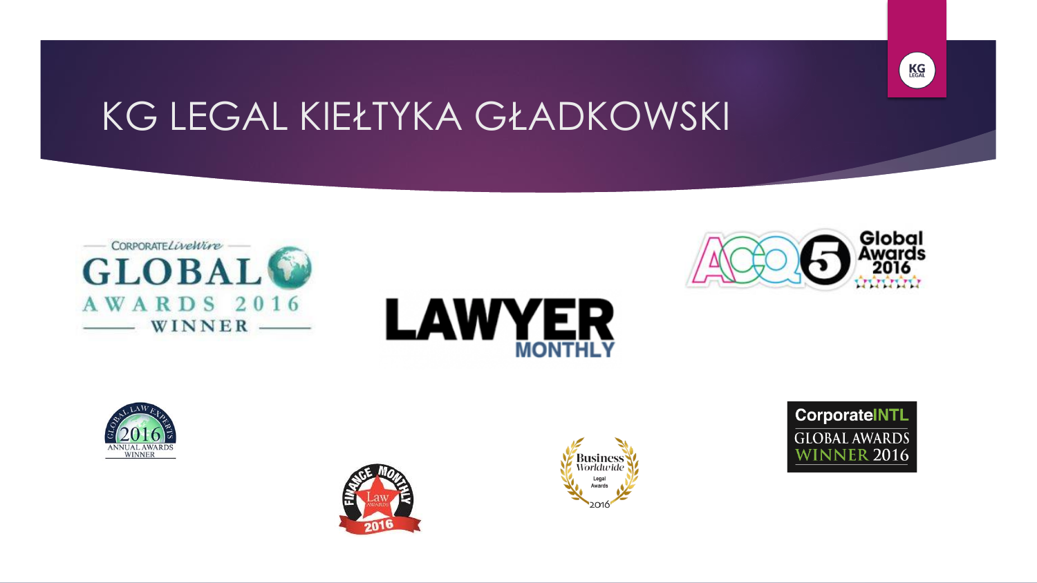# KG LEGAL KIEŁTYKA GŁADKOWSKI

CORPORATE LiveWire GLOBAL AWARDS 2016 WINNER

LAWYER MONTHLY

ACQ5 Global Awards 2016

GLOBAL LAW EXPERTS 2016 ANNUAL AWARDS WINNER

FINANCE MONTHLY Law Awards 2016

Business Worldwide Legal Awards 2016

CorporateINTL GLOBAL AWARDS WINNER 2016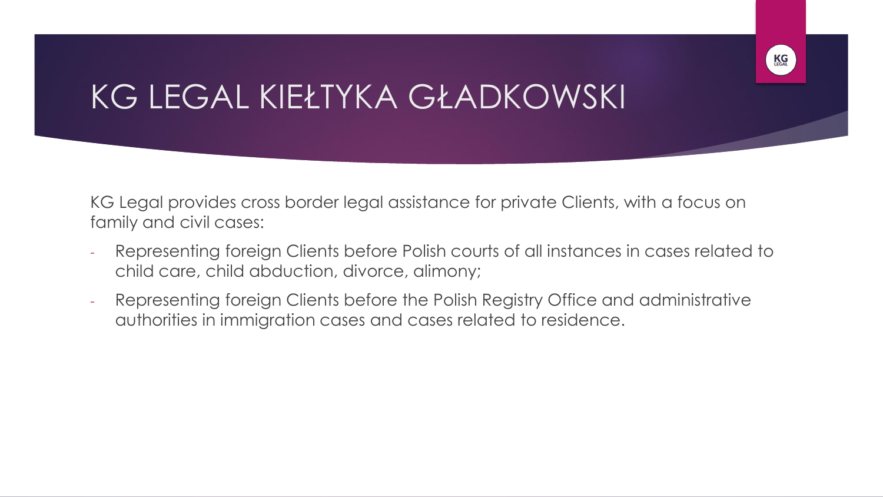# KG LEGAL KIEŁTYKA GŁADKOWSKI

KG Legal provides cross border legal assistance for private Clients, with a focus on family and civil cases:

- Representing foreign Clients before Polish courts of all instances in cases related to child care, child abduction, divorce, alimony;
- Representing foreign Clients before the Polish Registry Office and administrative authorities in immigration cases and cases related to residence.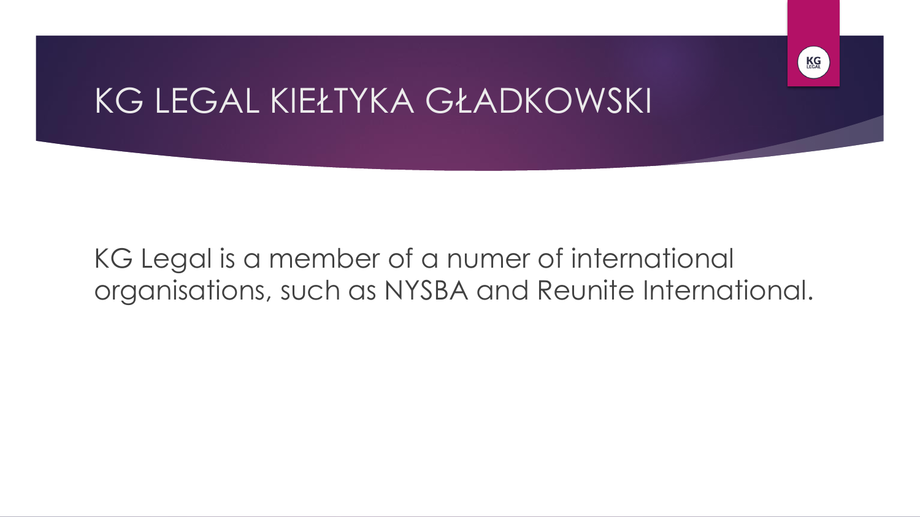# KG LEGAL KIEŁTYKA GŁADKOWSKI

KG Legal is a member of a numer of international organisations, such as NYSBA and Reunite International.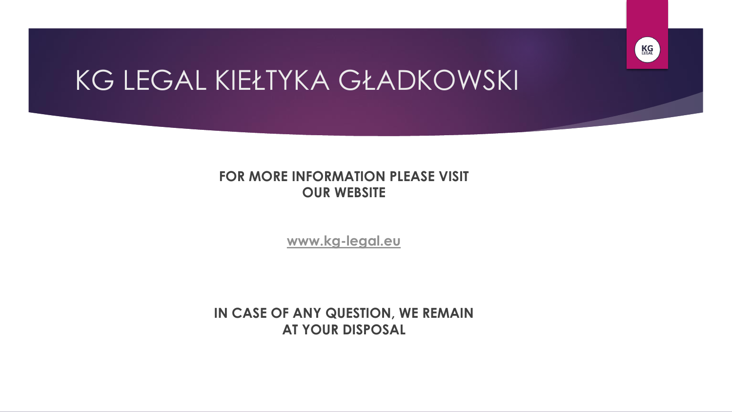# KG LEGAL KIEŁTYKA GŁADKOWSKI

**FOR MORE INFORMATION PLEASE VISIT OUR WEBSITE**

**www.kg-legal.eu**

**IN CASE OF ANY QUESTION, WE REMAIN AT YOUR DISPOSAL**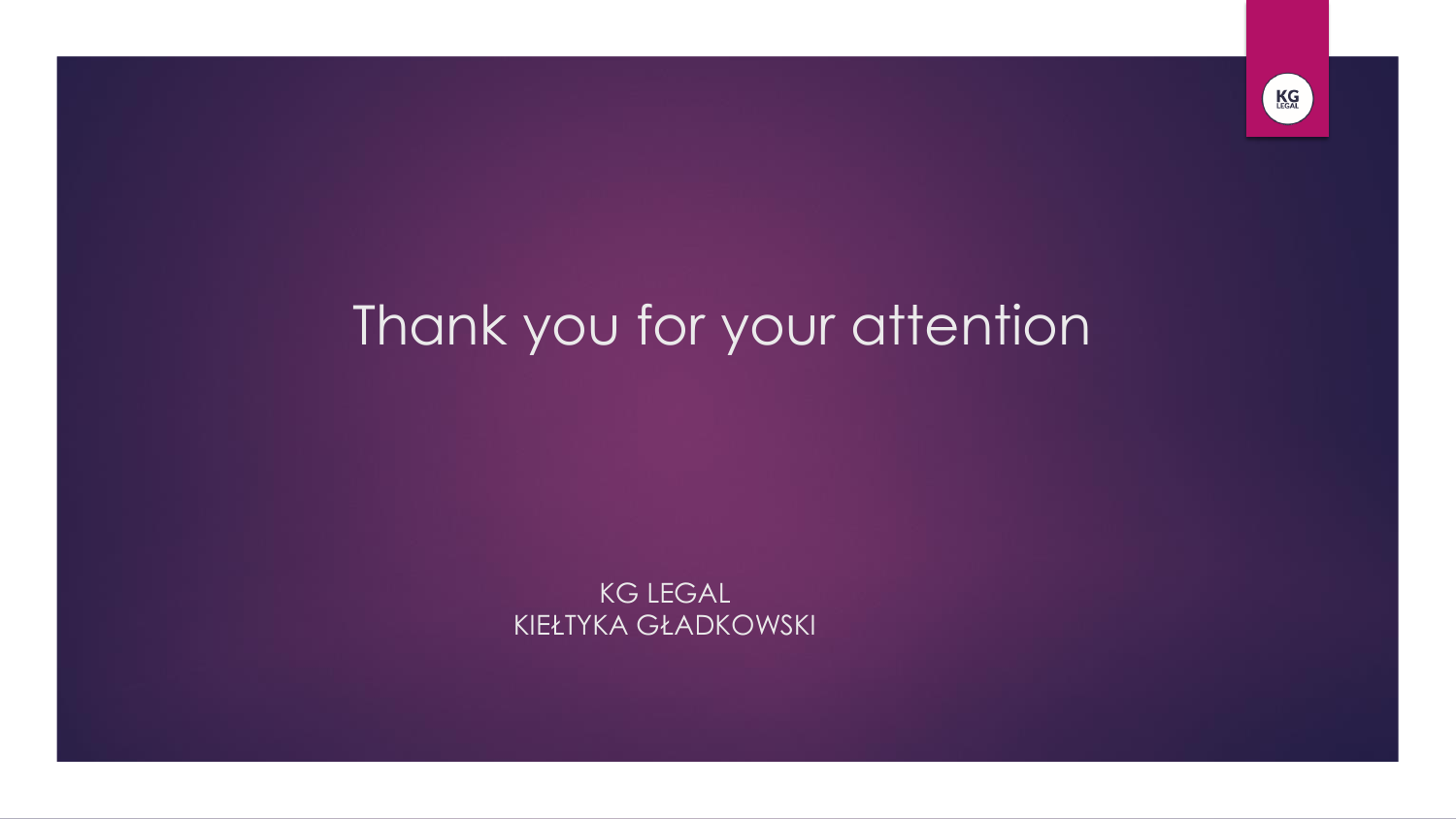# Thank you for your attention

KG LEGAL
KIEŁTYKA GŁADKOWSKI